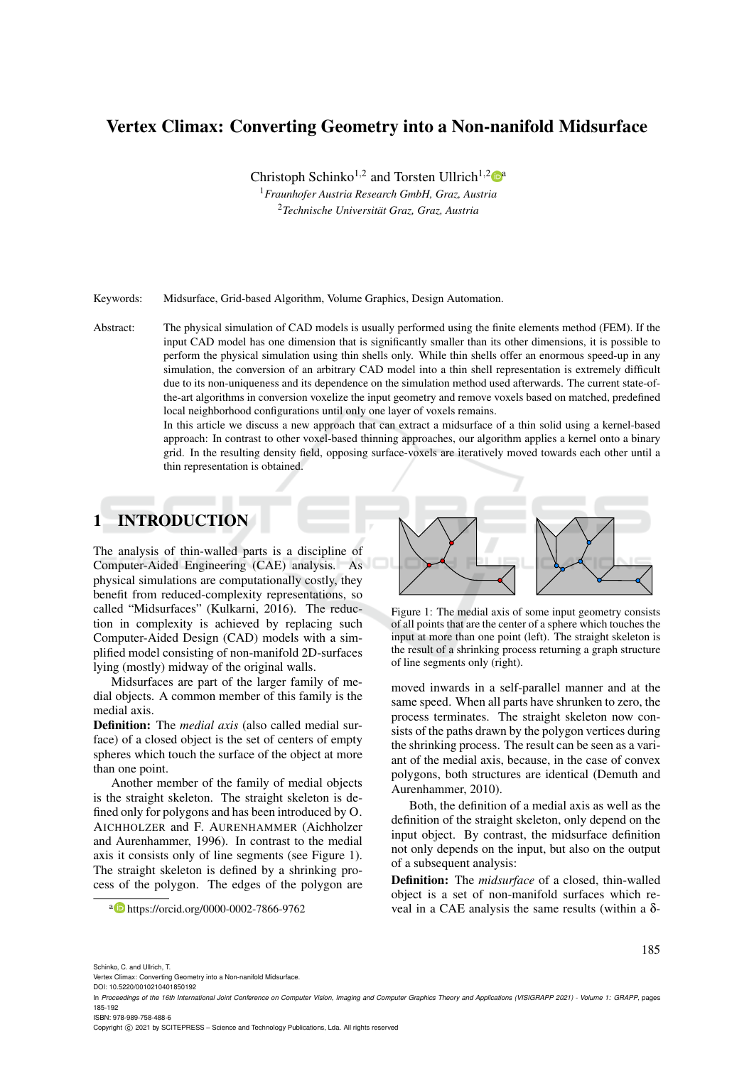# Vertex Climax: Converting Geometry into a Non-nanifold Midsurface

Christoph Schinko[1,2] and Torsten Ullrich[1,2][a]

[1]*Fraunhofer Austria Research GmbH, Graz, Austria*
[2]*Technische Universität Graz, Graz, Austria*

Keywords: Midsurface, Grid-based Algorithm, Volume Graphics, Design Automation.

Abstract: The physical simulation of CAD models is usually performed using the finite elements method (FEM). If the input CAD model has one dimension that is significantly smaller than its other dimensions, it is possible to perform the physical simulation using thin shells only. While thin shells offer an enormous speed-up in any simulation, the conversion of an arbitrary CAD model into a thin shell representation is extremely difficult due to its non-uniqueness and its dependence on the simulation method used afterwards. The current state-of-the-art algorithms in conversion voxelize the input geometry and remove voxels based on matched, predefined local neighborhood configurations until only one layer of voxels remains.
In this article we discuss a new approach that can extract a midsurface of a thin solid using a kernel-based approach: In contrast to other voxel-based thinning approaches, our algorithm applies a kernel onto a binary grid. In the resulting density field, opposing surface-voxels are iteratively moved towards each other until a thin representation is obtained.

## 1 INTRODUCTION

The analysis of thin-walled parts is a discipline of Computer-Aided Engineering (CAE) analysis. As physical simulations are computationally costly, they benefit from reduced-complexity representations, so called "Midsurfaces" (Kulkarni, 2016). The reduction in complexity is achieved by replacing such Computer-Aided Design (CAD) models with a simplified model consisting of non-manifold 2D-surfaces lying (mostly) midway of the original walls.

Midsurfaces are part of the larger family of medial objects. A common member of this family is the medial axis.

**Definition:** The *medial axis* (also called medial surface) of a closed object is the set of centers of empty spheres which touch the surface of the object at more than one point.

Another member of the family of medial objects is the straight skeleton. The straight skeleton is defined only for polygons and has been introduced by O. AICHHOLZER and F. AURENHAMMER (Aichholzer and Aurenhammer, 1996). In contrast to the medial axis it consists only of line segments (see Figure 1). The straight skeleton is defined by a shrinking process of the polygon. The edges of the polygon are moved inwards in a self-parallel manner and at the same speed. When all parts have shrunken to zero, the process terminates. The straight skeleton now consists of the paths drawn by the polygon vertices during the shrinking process. The result can be seen as a variant of the medial axis, because, in the case of convex polygons, both structures are identical (Demuth and Aurenhammer, 2010).

Figure 1: The medial axis of some input geometry consists of all points that are the center of a sphere which touches the input at more than one point (left). The straight skeleton is the result of a shrinking process returning a graph structure of line segments only (right).

Both, the definition of a medial axis as well as the definition of the straight skeleton, only depend on the input object. By contrast, the midsurface definition not only depends on the input, but also on the output of a subsequent analysis:

**Definition:** The *midsurface* of a closed, thin-walled object is a set of non-manifold surfaces which reveal in a CAE analysis the same results (within a δ-

[a] https://orcid.org/0000-0002-7866-9762

Schinko, C. and Ullrich, T.
Vertex Climax: Converting Geometry into a Non-nanifold Midsurface.
DOI: 10.5220/0010210401850192
In *Proceedings of the 16th International Joint Conference on Computer Vision, Imaging and Computer Graphics Theory and Applications (VISIGRAPP 2021) - Volume 1: GRAPP*, pages 185-192
ISBN: 978-989-758-488-6
Copyright © 2021 by SCITEPRESS – Science and Technology Publications, Lda. All rights reserved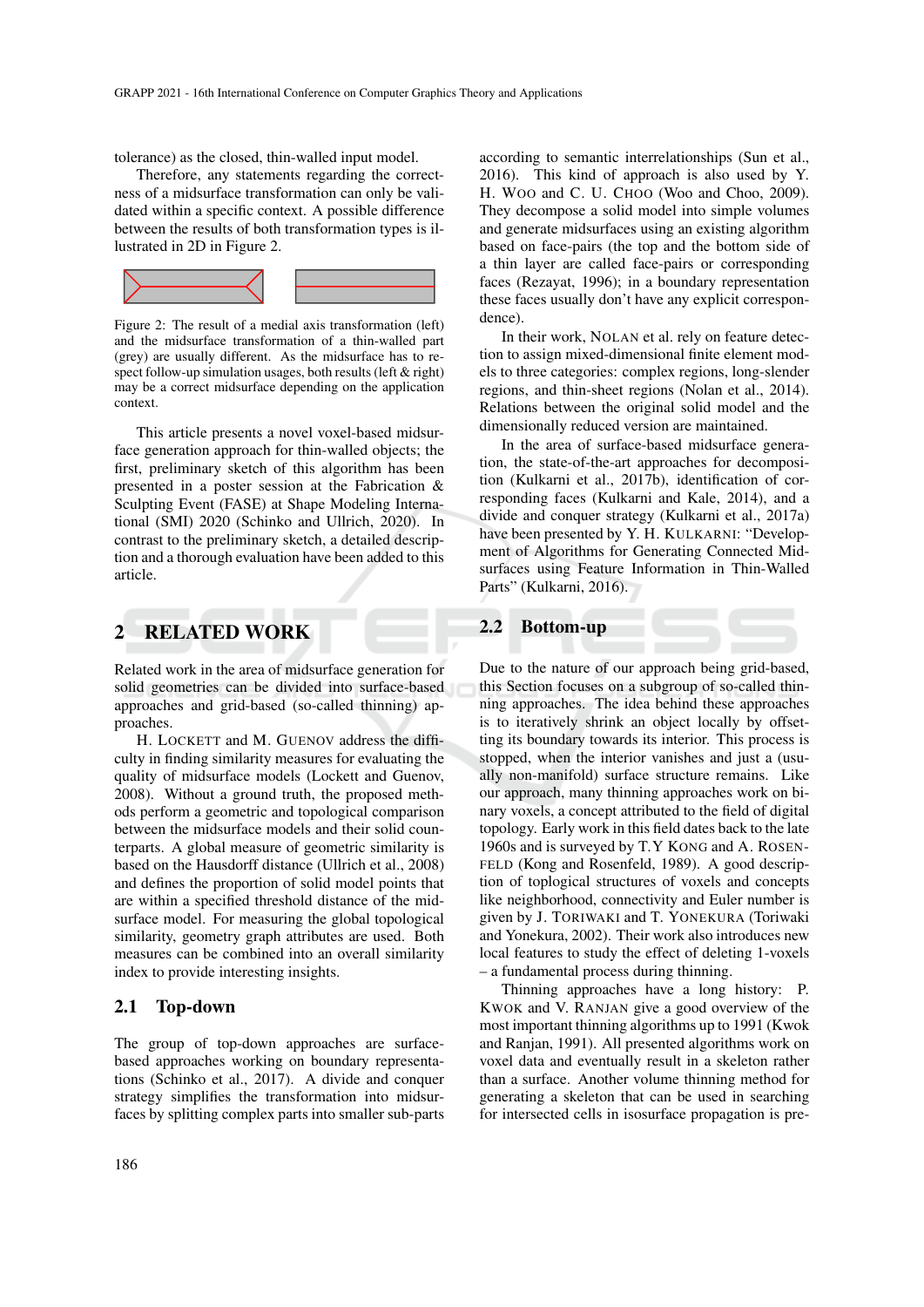tolerance) as the closed, thin-walled input model.

Therefore, any statements regarding the correctness of a midsurface transformation can only be validated within a specific context. A possible difference between the results of both transformation types is illustrated in 2D in Figure 2.

Figure 2: The result of a medial axis transformation (left) and the midsurface transformation of a thin-walled part (grey) are usually different. As the midsurface has to respect follow-up simulation usages, both results (left & right) may be a correct midsurface depending on the application context.

This article presents a novel voxel-based midsurface generation approach for thin-walled objects; the first, preliminary sketch of this algorithm has been presented in a poster session at the Fabrication & Sculpting Event (FASE) at Shape Modeling International (SMI) 2020 (Schinko and Ullrich, 2020). In contrast to the preliminary sketch, a detailed description and a thorough evaluation have been added to this article.

## 2 RELATED WORK

Related work in the area of midsurface generation for solid geometries can be divided into surface-based approaches and grid-based (so-called thinning) approaches.

H. LOCKETT and M. GUENOV address the difficulty in finding similarity measures for evaluating the quality of midsurface models (Lockett and Guenov, 2008). Without a ground truth, the proposed methods perform a geometric and topological comparison between the midsurface models and their solid counterparts. A global measure of geometric similarity is based on the Hausdorff distance (Ullrich et al., 2008) and defines the proportion of solid model points that are within a specified threshold distance of the midsurface model. For measuring the global topological similarity, geometry graph attributes are used. Both measures can be combined into an overall similarity index to provide interesting insights.

### 2.1 Top-down

The group of top-down approaches are surface-based approaches working on boundary representations (Schinko et al., 2017). A divide and conquer strategy simplifies the transformation into midsurfaces by splitting complex parts into smaller sub-parts according to semantic interrelationships (Sun et al., 2016). This kind of approach is also used by Y. H. WOO and C. U. CHOO (Woo and Choo, 2009). They decompose a solid model into simple volumes and generate midsurfaces using an existing algorithm based on face-pairs (the top and the bottom side of a thin layer are called face-pairs or corresponding faces (Rezayat, 1996); in a boundary representation these faces usually don't have any explicit correspondence).

In their work, NOLAN et al. rely on feature detection to assign mixed-dimensional finite element models to three categories: complex regions, long-slender regions, and thin-sheet regions (Nolan et al., 2014). Relations between the original solid model and the dimensionally reduced version are maintained.

In the area of surface-based midsurface generation, the state-of-the-art approaches for decomposition (Kulkarni et al., 2017b), identification of corresponding faces (Kulkarni and Kale, 2014), and a divide and conquer strategy (Kulkarni et al., 2017a) have been presented by Y. H. KULKARNI: "Development of Algorithms for Generating Connected Midsurfaces using Feature Information in Thin-Walled Parts" (Kulkarni, 2016).

### 2.2 Bottom-up

Due to the nature of our approach being grid-based, this Section focuses on a subgroup of so-called thinning approaches. The idea behind these approaches is to iteratively shrink an object locally by offsetting its boundary towards its interior. This process is stopped, when the interior vanishes and just a (usually non-manifold) surface structure remains. Like our approach, many thinning approaches work on binary voxels, a concept attributed to the field of digital topology. Early work in this field dates back to the late 1960s and is surveyed by T.Y KONG and A. ROSENFELD (Kong and Rosenfeld, 1989). A good description of topological structures of voxels and concepts like neighborhood, connectivity and Euler number is given by J. TORIWAKI and T. YONEKURA (Toriwaki and Yonekura, 2002). Their work also introduces new local features to study the effect of deleting 1-voxels – a fundamental process during thinning.

Thinning approaches have a long history: P. KWOK and V. RANJAN give a good overview of the most important thinning algorithms up to 1991 (Kwok and Ranjan, 1991). All presented algorithms work on voxel data and eventually result in a skeleton rather than a surface. Another volume thinning method for generating a skeleton that can be used in searching for intersected cells in isosurface propagation is pre-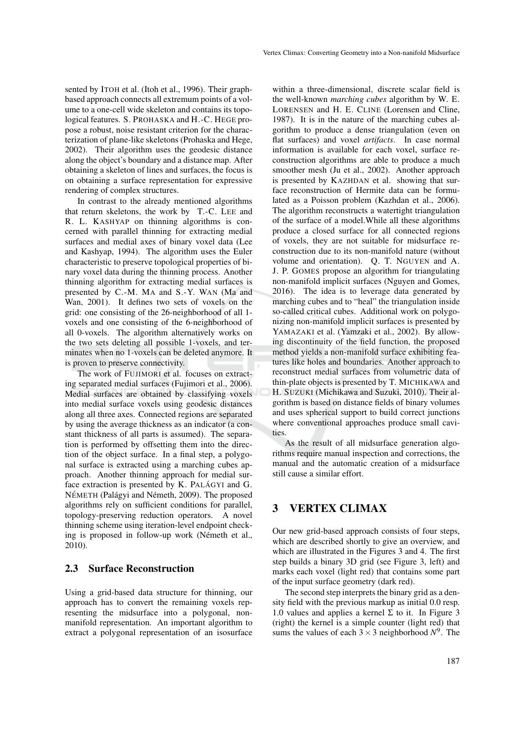sented by ITOH et al. (Itoh et al., 1996). Their graph-based approach connects all extremum points of a volume to a one-cell wide skeleton and contains its topological features. S. PROHASKA and H.-C. HEGE propose a robust, noise resistant criterion for the characterization of plane-like skeletons (Prohaska and Hege, 2002). Their algorithm uses the geodesic distance along the object's boundary and a distance map. After obtaining a skeleton of lines and surfaces, the focus is on obtaining a surface representation for expressive rendering of complex structures.

In contrast to the already mentioned algorithms that return skeletons, the work by T.-C. LEE and R. L. KASHYAP on thinning algorithms is concerned with parallel thinning for extracting medial surfaces and medial axes of binary voxel data (Lee and Kashyap, 1994). The algorithm uses the Euler characteristic to preserve topological properties of binary voxel data during the thinning process. Another thinning algorithm for extracting medial surfaces is presented by C.-M. MA and S.-Y. WAN (Ma and Wan, 2001). It defines two sets of voxels on the grid: one consisting of the 26-neighborhood of all 1-voxels and one consisting of the 6-neighborhood of all 0-voxels. The algorithm alternatively works on the two sets deleting all possible 1-voxels, and terminates when no 1-voxels can be deleted anymore. It is proven to preserve connectivity.

The work of FUJIMORI et al. focuses on extracting separated medial surfaces (Fujimori et al., 2006). Medial surfaces are obtained by classifying voxels into medial surface voxels using geodesic distances along all three axes. Connected regions are separated by using the average thickness as an indicator (a constant thickness of all parts is assumed). The separation is performed by offsetting them into the direction of the object surface. In a final step, a polygonal surface is extracted using a marching cubes approach. Another thinning approach for medial surface extraction is presented by K. PALÁGYI and G. NÉMETH (Palágyi and Németh, 2009). The proposed algorithms rely on sufficient conditions for parallel, topology-preserving reduction operators. A novel thinning scheme using iteration-level endpoint checking is proposed in follow-up work (Németh et al., 2010).

### 2.3 Surface Reconstruction

Using a grid-based data structure for thinning, our approach has to convert the remaining voxels representing the midsurface into a polygonal, non-manifold representation. An important algorithm to extract a polygonal representation of an isosurface within a three-dimensional, discrete scalar field is the well-known *marching cubes* algorithm by W. E. LORENSEN and H. E. CLINE (Lorensen and Cline, 1987). It is in the nature of the marching cubes algorithm to produce a dense triangulation (even on flat surfaces) and voxel *artifacts*. In case normal information is available for each voxel, surface reconstruction algorithms are able to produce a much smoother mesh (Ju et al., 2002). Another approach is presented by KAZHDAN et al. showing that surface reconstruction of Hermite data can be formulated as a Poisson problem (Kazhdan et al., 2006). The algorithm reconstructs a watertight triangulation of the surface of a model.While all these algorithms produce a closed surface for all connected regions of voxels, they are not suitable for midsurface reconstruction due to its non-manifold nature (without volume and orientation). Q. T. NGUYEN and A. J. P. GOMES propose an algorithm for triangulating non-manifold implicit surfaces (Nguyen and Gomes, 2016). The idea is to leverage data generated by marching cubes and to "heal" the triangulation inside so-called critical cubes. Additional work on polygonizing non-manifold implicit surfaces is presented by YAMAZAKI et al. (Yamzaki et al., 2002). By allowing discontinuity of the field function, the proposed method yields a non-manifold surface exhibiting features like holes and boundaries. Another approach to reconstruct medial surfaces from volumetric data of thin-plate objects is presented by T. MICHIKAWA and H. SUZUKI (Michikawa and Suzuki, 2010). Their algorithm is based on distance fields of binary volumes and uses spherical support to build correct junctions where conventional approaches produce small cavities.

As the result of all midsurface generation algorithms require manual inspection and corrections, the manual and the automatic creation of a midsurface still cause a similar effort.

## 3 VERTEX CLIMAX

Our new grid-based approach consists of four steps, which are described shortly to give an overview, and which are illustrated in the Figures 3 and 4. The first step builds a binary 3D grid (see Figure 3, left) and marks each voxel (light red) that contains some part of the input surface geometry (dark red).

The second step interprets the binary grid as a density field with the previous markup as initial 0.0 resp. 1.0 values and applies a kernel $\Sigma$ to it. In Figure 3 (right) the kernel is a simple counter (light red) that sums the values of each $3 \times 3$ neighborhood $N^9$. The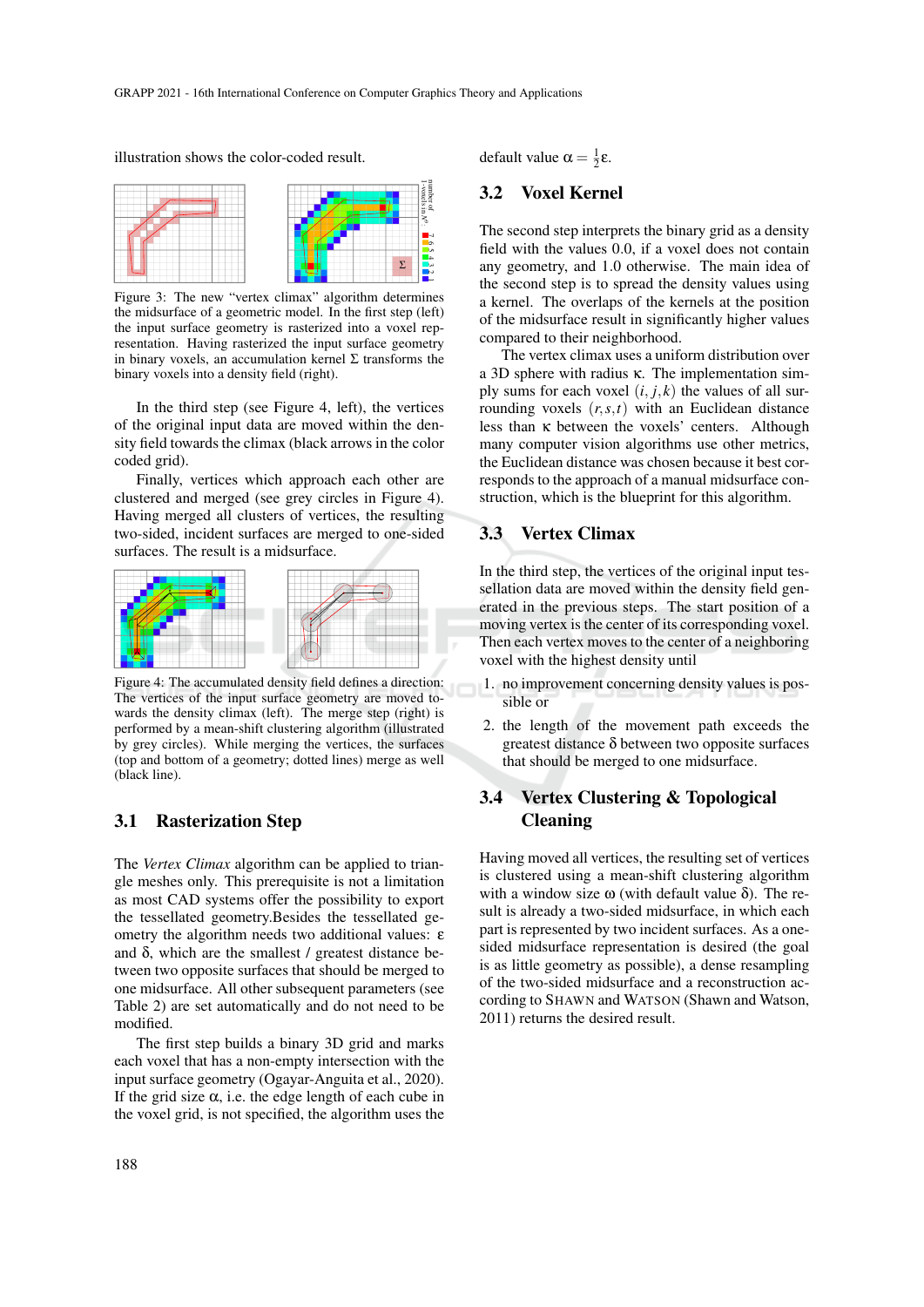illustration shows the color-coded result.

Figure 3: The new "vertex climax" algorithm determines the midsurface of a geometric model. In the first step (left) the input surface geometry is rasterized into a voxel representation. Having rasterized the input surface geometry in binary voxels, an accumulation kernel Σ transforms the binary voxels into a density field (right).

In the third step (see Figure 4, left), the vertices of the original input data are moved within the density field towards the climax (black arrows in the color coded grid).

Finally, vertices which approach each other are clustered and merged (see grey circles in Figure 4). Having merged all clusters of vertices, the resulting two-sided, incident surfaces are merged to one-sided surfaces. The result is a midsurface.

Figure 4: The accumulated density field defines a direction: The vertices of the input surface geometry are moved towards the density climax (left). The merge step (right) is performed by a mean-shift clustering algorithm (illustrated by grey circles). While merging the vertices, the surfaces (top and bottom of a geometry; dotted lines) merge as well (black line).

## 3.1 Rasterization Step

The *Vertex Climax* algorithm can be applied to triangle meshes only. This prerequisite is not a limitation as most CAD systems offer the possibility to export the tessellated geometry.Besides the tessellated geometry the algorithm needs two additional values: $\varepsilon$ and $\delta$, which are the smallest / greatest distance between two opposite surfaces that should be merged to one midsurface. All other subsequent parameters (see Table 2) are set automatically and do not need to be modified.

The first step builds a binary 3D grid and marks each voxel that has a non-empty intersection with the input surface geometry (Ogayar-Anguita et al., 2020). If the grid size $\alpha$, i.e. the edge length of each cube in the voxel grid, is not specified, the algorithm uses the default value $\alpha = \frac{1}{2}\varepsilon$.

## 3.2 Voxel Kernel

The second step interprets the binary grid as a density field with the values 0.0, if a voxel does not contain any geometry, and 1.0 otherwise. The main idea of the second step is to spread the density values using a kernel. The overlaps of the kernels at the position of the midsurface result in significantly higher values compared to their neighborhood.

The vertex climax uses a uniform distribution over a 3D sphere with radius $\kappa$. The implementation simply sums for each voxel $(i, j, k)$ the values of all surrounding voxels $(r, s, t)$ with an Euclidean distance less than $\kappa$ between the voxels' centers. Although many computer vision algorithms use other metrics, the Euclidean distance was chosen because it best corresponds to the approach of a manual midsurface construction, which is the blueprint for this algorithm.

## 3.3 Vertex Climax

In the third step, the vertices of the original input tessellation data are moved within the density field generated in the previous steps. The start position of a moving vertex is the center of its corresponding voxel. Then each vertex moves to the center of a neighboring voxel with the highest density until

1. no improvement concerning density values is possible or
2. the length of the movement path exceeds the greatest distance $\delta$ between two opposite surfaces that should be merged to one midsurface.

## 3.4 Vertex Clustering & Topological Cleaning

Having moved all vertices, the resulting set of vertices is clustered using a mean-shift clustering algorithm with a window size $\omega$ (with default value $\delta$). The result is already a two-sided midsurface, in which each part is represented by two incident surfaces. As a one-sided midsurface representation is desired (the goal is as little geometry as possible), a dense resampling of the two-sided midsurface and a reconstruction according to SHAWN and WATSON (Shawn and Watson, 2011) returns the desired result.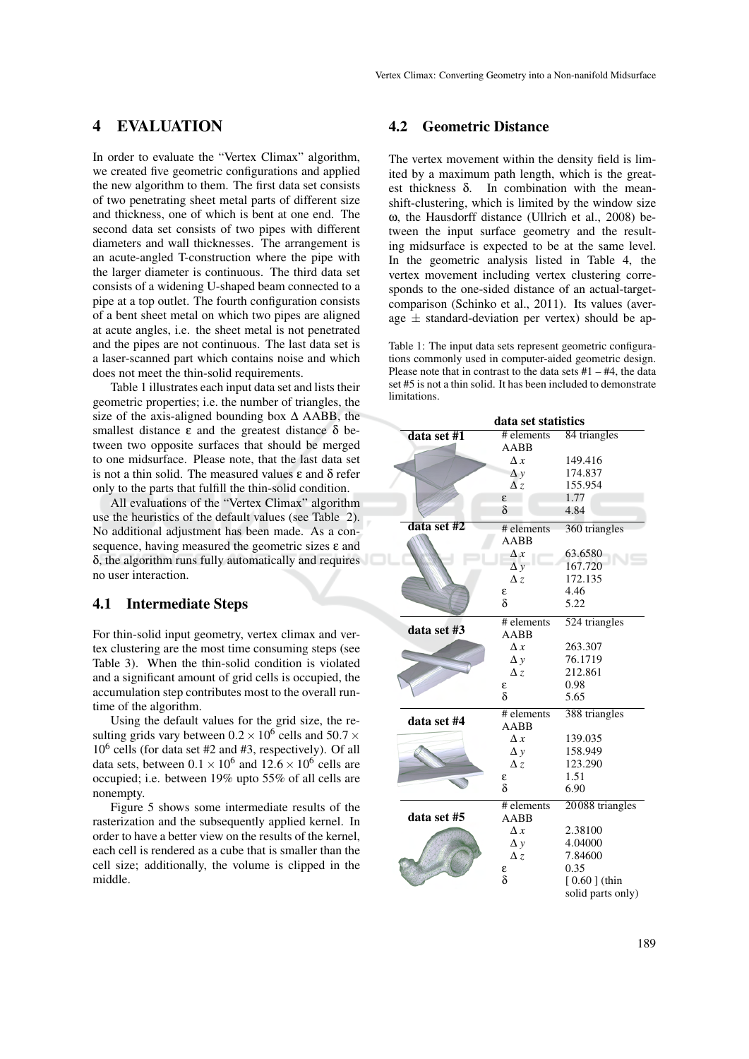# 4 EVALUATION

In order to evaluate the "Vertex Climax" algorithm, we created five geometric configurations and applied the new algorithm to them. The first data set consists of two penetrating sheet metal parts of different size and thickness, one of which is bent at one end. The second data set consists of two pipes with different diameters and wall thicknesses. The arrangement is an acute-angled T-construction where the pipe with the larger diameter is continuous. The third data set consists of a widening U-shaped beam connected to a pipe at a top outlet. The fourth configuration consists of a bent sheet metal on which two pipes are aligned at acute angles, i.e. the sheet metal is not penetrated and the pipes are not continuous. The last data set is a laser-scanned part which contains noise and which does not meet the thin-solid requirements.

Table 1 illustrates each input data set and lists their geometric properties; i.e. the number of triangles, the size of the axis-aligned bounding box $\Delta$ AABB, the smallest distance $\varepsilon$ and the greatest distance $\delta$ between two opposite surfaces that should be merged to one midsurface. Please note, that the last data set is not a thin solid. The measured values $\varepsilon$ and $\delta$ refer only to the parts that fulfill the thin-solid condition.

All evaluations of the "Vertex Climax" algorithm use the heuristics of the default values (see Table 2). No additional adjustment has been made. As a consequence, having measured the geometric sizes $\varepsilon$ and $\delta$, the algorithm runs fully automatically and requires no user interaction.

## 4.1 Intermediate Steps

For thin-solid input geometry, vertex climax and vertex clustering are the most time consuming steps (see Table 3). When the thin-solid condition is violated and a significant amount of grid cells is occupied, the accumulation step contributes most to the overall runtime of the algorithm.

Using the default values for the grid size, the resulting grids vary between $0.2 \times 10^6$ cells and $50.7 \times 10^6$ cells (for data set #2 and #3, respectively). Of all data sets, between $0.1 \times 10^6$ and $12.6 \times 10^6$ cells are occupied; i.e. between 19% upto 55% of all cells are nonempty.

Figure 5 shows some intermediate results of the rasterization and the subsequently applied kernel. In order to have a better view on the results of the kernel, each cell is rendered as a cube that is smaller than the cell size; additionally, the volume is clipped in the middle.

## 4.2 Geometric Distance

The vertex movement within the density field is limited by a maximum path length, which is the greatest thickness $\delta$. In combination with the mean-shift-clustering, which is limited by the window size $\omega$, the Hausdorff distance (Ullrich et al., 2008) between the input surface geometry and the resulting midsurface is expected to be at the same level. In the geometric analysis listed in Table 4, the vertex movement including vertex clustering corresponds to the one-sided distance of an actual-target-comparison (Schinko et al., 2011). Its values (average $\pm$ standard-deviation per vertex) should be ap-

Table 1: The input data sets represent geometric configurations commonly used in computer-aided geometric design. Please note that in contrast to the data sets #1 – #4, the data set #5 is not a thin solid. It has been included to demonstrate limitations.

| data set statistics | | |
|---|---|---|
| **data set #1** | # elements | 84 triangles |
| | AABB | |
| | $\Delta x$ | 149.416 |
| | $\Delta y$ | 174.837 |
| | $\Delta z$ | 155.954 |
| | $\varepsilon$ | 1.77 |
| | $\delta$ | 4.84 |
| **data set #2** | # elements | 360 triangles |
| | AABB | |
| | $\Delta x$ | 63.6580 |
| | $\Delta y$ | 167.720 |
| | $\Delta z$ | 172.135 |
| | $\varepsilon$ | 4.46 |
| | $\delta$ | 5.22 |
| **data set #3** | # elements | 524 triangles |
| | AABB | |
| | $\Delta x$ | 263.307 |
| | $\Delta y$ | 76.1719 |
| | $\Delta z$ | 212.861 |
| | $\varepsilon$ | 0.98 |
| | $\delta$ | 5.65 |
| **data set #4** | # elements | 388 triangles |
| | AABB | |
| | $\Delta x$ | 139.035 |
| | $\Delta y$ | 158.949 |
| | $\Delta z$ | 123.290 |
| | $\varepsilon$ | 1.51 |
| | $\delta$ | 6.90 |
| **data set #5** | # elements | 20088 triangles |
| | AABB | |
| | $\Delta x$ | 2.38100 |
| | $\Delta y$ | 4.04000 |
| | $\Delta z$ | 7.84600 |
| | $\varepsilon$ | 0.35 |
| | $\delta$ | [ 0.60 ] (thin solid parts only) |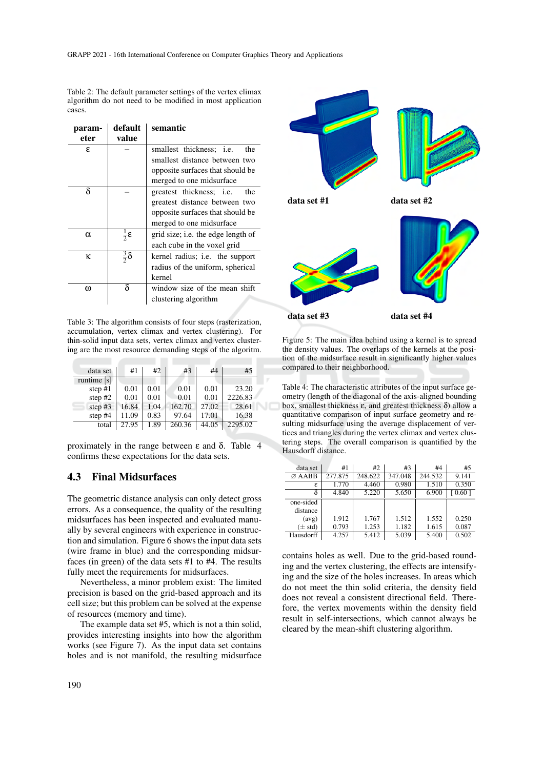Table 2: The default parameter settings of the vertex climax algorithm do not need to be modified in most application cases.

| parameter | default value | semantic |
|---|---|---|
| $\varepsilon$ | – | smallest thickness; i.e. the smallest distance between two opposite surfaces that should be merged to one midsurface |
| $\delta$ | – | greatest thickness; i.e. the greatest distance between two opposite surfaces that should be merged to one midsurface |
| $\alpha$ | $\frac{1}{2}\varepsilon$ | grid size; i.e. the edge length of each cube in the voxel grid |
| $\kappa$ | $\frac{3}{2}\delta$ | kernel radius; i.e. the support radius of the uniform, spherical kernel |
| $\omega$ | $\delta$ | window size of the mean shift clustering algorithm |

Table 3: The algorithm consists of four steps (rasterization, accumulation, vertex climax and vertex clustering). For thin-solid input data sets, vertex climax and vertex clustering are the most resource demanding steps of the algoritm.

| data set | #1 | #2 | #3 | #4 | #5 |
|---|---|---|---|---|---|
| runtime [s] | | | | | |
| step #1 | 0.01 | 0.01 | 0.01 | 0.01 | 23.20 |
| step #2 | 0.01 | 0.01 | 0.01 | 0.01 | 2226.83 |
| step #3 | 16.84 | 1.04 | 162.70 | 27.02 | 28.61 |
| step #4 | 11.09 | 0.83 | 97.64 | 17.01 | 16.38 |
| total | 27.95 | 1.89 | 260.36 | 44.05 | 2295.02 |

proximately in the range between $\varepsilon$ and $\delta$. Table 4 confirms these expectations for the data sets.

## 4.3 Final Midsurfaces

The geometric distance analysis can only detect gross errors. As a consequence, the quality of the resulting midsurfaces has been inspected and evaluated manually by several engineers with experience in construction and simulation. Figure 6 shows the input data sets (wire frame in blue) and the corresponding midsurfaces (in green) of the data sets #1 to #4. The results fully meet the requirements for midsurfaces.

Nevertheless, a minor problem exist: The limited precision is based on the grid-based approach and its cell size; but this problem can be solved at the expense of resources (memory and time).

The example data set #5, which is not a thin solid, provides interesting insights into how the algorithm works (see Figure 7). As the input data set contains holes and is not manifold, the resulting midsurface contains holes as well. Due to the grid-based rounding and the vertex clustering, the effects are intensifying and the size of the holes increases. In areas which do not meet the thin solid criteria, the density field does not reveal a consistent directional field. Therefore, the vertex movements within the density field result in self-intersections, which cannot always be cleared by the mean-shift clustering algorithm.

data set #1 data set #2

data set #3 data set #4

Figure 5: The main idea behind using a kernel is to spread the density values. The overlaps of the kernels at the position of the midsurface result in significantly higher values compared to their neighborhood.

Table 4: The characteristic attributes of the input surface geometry (length of the diagonal of the axis-aligned bounding box, smallest thickness $\varepsilon$, and greatest thickness $\delta$) allow a quantitative comparison of input surface geometry and resulting midsurface using the average displacement of vertices and triangles during the vertex climax and vertex clustering steps. The overall comparison is quantified by the Hausdorff distance.

| data set | #1 | #2 | #3 | #4 | #5 |
|---|---|---|---|---|---|
| ∅ AABB | 277.875 | 248.622 | 347.048 | 244.532 | 9.141 |
| $\varepsilon$ | 1.770 | 4.460 | 0.980 | 1.510 | 0.350 |
| $\delta$ | 4.840 | 5.220 | 5.650 | 6.900 | [ 0.60 ] |
| one-sided distance | | | | | |
| (avg) | 1.912 | 1.767 | 1.512 | 1.552 | 0.250 |
| (± std) | 0.793 | 1.253 | 1.182 | 1.615 | 0.087 |
| Hausdorff | 4.257 | 5.412 | 5.039 | 5.400 | 0.502 |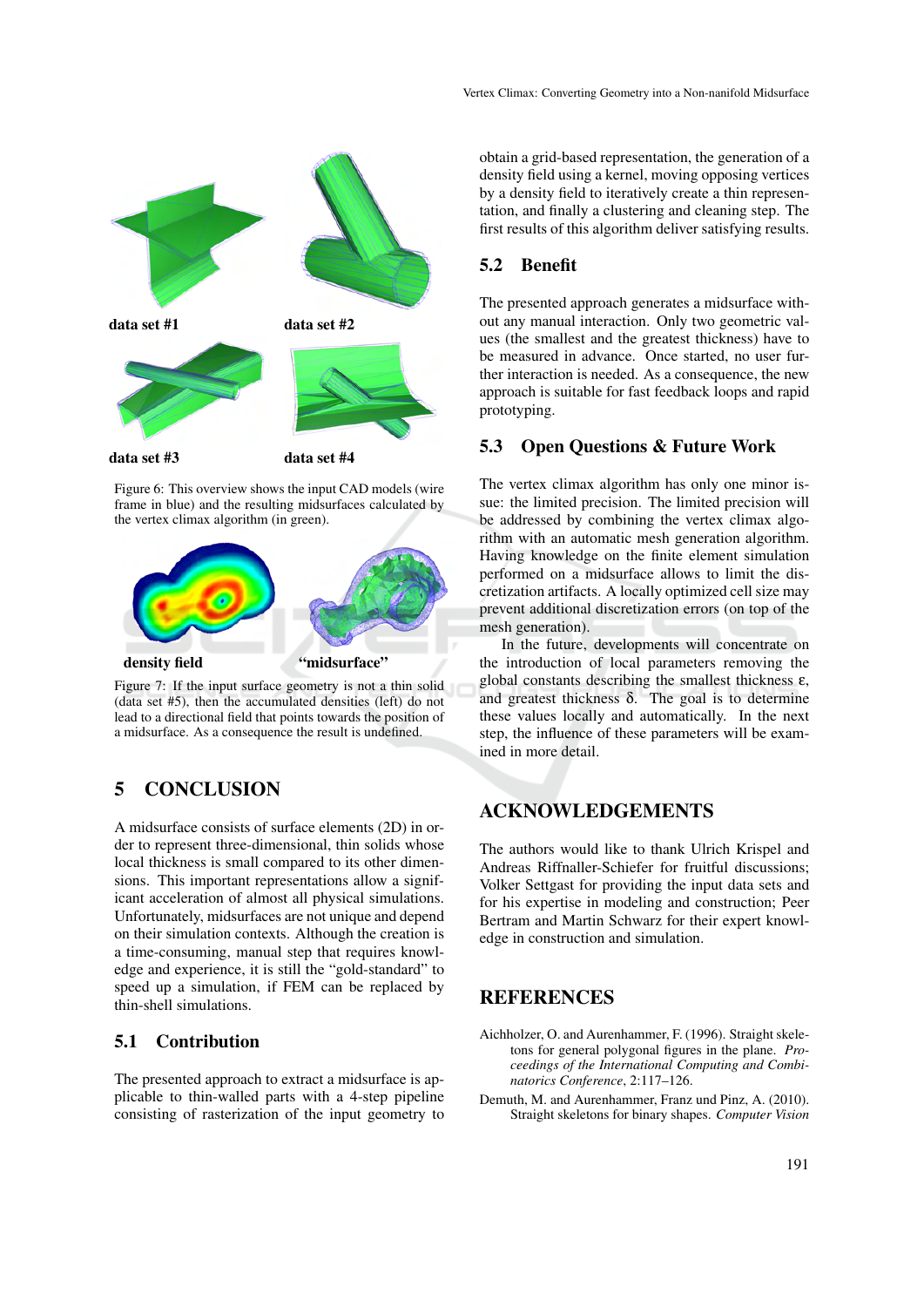data set #1

data set #2

data set #3

data set #4

Figure 6: This overview shows the input CAD models (wire frame in blue) and the resulting midsurfaces calculated by the vertex climax algorithm (in green).

density field

"midsurface"

Figure 7: If the input surface geometry is not a thin solid (data set #5), then the accumulated densities (left) do not lead to a directional field that points towards the position of a midsurface. As a consequence the result is undefined.

# 5 CONCLUSION

A midsurface consists of surface elements (2D) in order to represent three-dimensional, thin solids whose local thickness is small compared to its other dimensions. This important representations allow a significant acceleration of almost all physical simulations. Unfortunately, midsurfaces are not unique and depend on their simulation contexts. Although the creation is a time-consuming, manual step that requires knowledge and experience, it is still the "gold-standard" to speed up a simulation, if FEM can be replaced by thin-shell simulations.

## 5.1 Contribution

The presented approach to extract a midsurface is applicable to thin-walled parts with a 4-step pipeline consisting of rasterization of the input geometry to obtain a grid-based representation, the generation of a density field using a kernel, moving opposing vertices by a density field to iteratively create a thin representation, and finally a clustering and cleaning step. The first results of this algorithm deliver satisfying results.

## 5.2 Benefit

The presented approach generates a midsurface without any manual interaction. Only two geometric values (the smallest and the greatest thickness) have to be measured in advance. Once started, no user further interaction is needed. As a consequence, the new approach is suitable for fast feedback loops and rapid prototyping.

## 5.3 Open Questions & Future Work

The vertex climax algorithm has only one minor issue: the limited precision. The limited precision will be addressed by combining the vertex climax algorithm with an automatic mesh generation algorithm. Having knowledge on the finite element simulation performed on a midsurface allows to limit the discretization artifacts. A locally optimized cell size may prevent additional discretization errors (on top of the mesh generation).

In the future, developments will concentrate on the introduction of local parameters removing the global constants describing the smallest thickness $\varepsilon$, and greatest thickness $\delta$. The goal is to determine these values locally and automatically. In the next step, the influence of these parameters will be examined in more detail.

# ACKNOWLEDGEMENTS

The authors would like to thank Ulrich Krispel and Andreas Riffnaller-Schiefer for fruitful discussions; Volker Settgast for providing the input data sets and for his expertise in modeling and construction; Peer Bertram and Martin Schwarz for their expert knowledge in construction and simulation.

# REFERENCES

Aichholzer, O. and Aurenhammer, F. (1996). Straight skeletons for general polygonal figures in the plane. *Proceedings of the International Computing and Combinatorics Conference*, 2:117–126.

Demuth, M. and Aurenhammer, Franz und Pinz, A. (2010). Straight skeletons for binary shapes. *Computer Vision*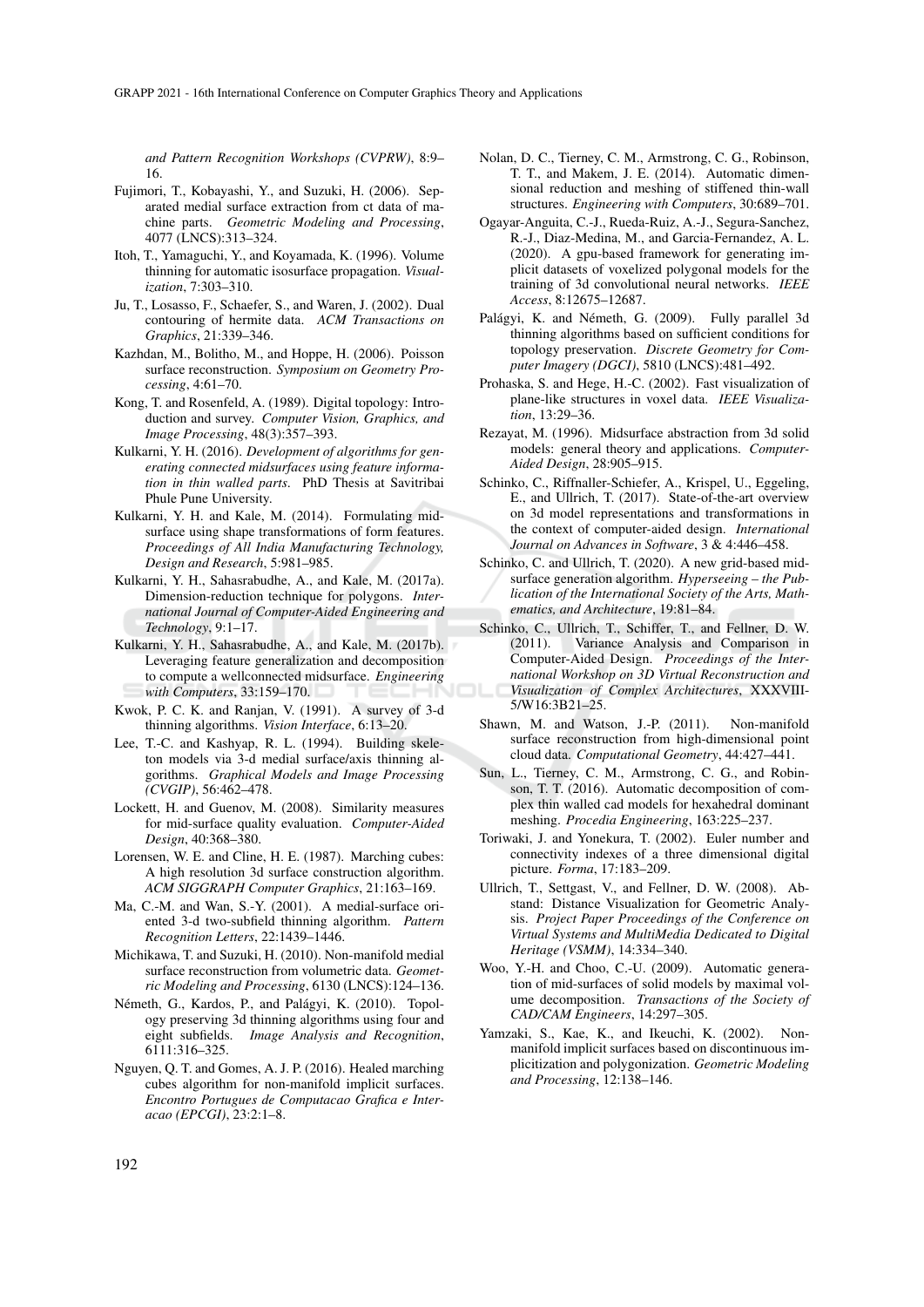*and Pattern Recognition Workshops (CVPRW)*, 8:9–16.

Fujimori, T., Kobayashi, Y., and Suzuki, H. (2006). Separated medial surface extraction from ct data of machine parts. *Geometric Modeling and Processing*, 4077 (LNCS):313–324.

Itoh, T., Yamaguchi, Y., and Koyamada, K. (1996). Volume thinning for automatic isosurface propagation. *Visualization*, 7:303–310.

Ju, T., Losasso, F., Schaefer, S., and Waren, J. (2002). Dual contouring of hermite data. *ACM Transactions on Graphics*, 21:339–346.

Kazhdan, M., Bolitho, M., and Hoppe, H. (2006). Poisson surface reconstruction. *Symposium on Geometry Processing*, 4:61–70.

Kong, T. and Rosenfeld, A. (1989). Digital topology: Introduction and survey. *Computer Vision, Graphics, and Image Processing*, 48(3):357–393.

Kulkarni, Y. H. (2016). *Development of algorithms for generating connected midsurfaces using feature information in thin walled parts*. PhD Thesis at Savitribai Phule Pune University.

Kulkarni, Y. H. and Kale, M. (2014). Formulating midsurface using shape transformations of form features. *Proceedings of All India Manufacturing Technology, Design and Research*, 5:981–985.

Kulkarni, Y. H., Sahasrabudhe, A., and Kale, M. (2017a). Dimension-reduction technique for polygons. *International Journal of Computer-Aided Engineering and Technology*, 9:1–17.

Kulkarni, Y. H., Sahasrabudhe, A., and Kale, M. (2017b). Leveraging feature generalization and decomposition to compute a wellconnected midsurface. *Engineering with Computers*, 33:159–170.

Kwok, P. C. K. and Ranjan, V. (1991). A survey of 3-d thinning algorithms. *Vision Interface*, 6:13–20.

Lee, T.-C. and Kashyap, R. L. (1994). Building skeleton models via 3-d medial surface/axis thinning algorithms. *Graphical Models and Image Processing (CVGIP)*, 56:462–478.

Lockett, H. and Guenov, M. (2008). Similarity measures for mid-surface quality evaluation. *Computer-Aided Design*, 40:368–380.

Lorensen, W. E. and Cline, H. E. (1987). Marching cubes: A high resolution 3d surface construction algorithm. *ACM SIGGRAPH Computer Graphics*, 21:163–169.

Ma, C.-M. and Wan, S.-Y. (2001). A medial-surface oriented 3-d two-subfield thinning algorithm. *Pattern Recognition Letters*, 22:1439–1446.

Michikawa, T. and Suzuki, H. (2010). Non-manifold medial surface reconstruction from volumetric data. *Geometric Modeling and Processing*, 6130 (LNCS):124–136.

Németh, G., Kardos, P., and Palágyi, K. (2010). Topology preserving 3d thinning algorithms using four and eight subfields. *Image Analysis and Recognition*, 6111:316–325.

Nguyen, Q. T. and Gomes, A. J. P. (2016). Healed marching cubes algorithm for non-manifold implicit surfaces. *Encontro Portugues de Computacao Grafica e Interacao (EPCGI)*, 23:2:1–8.

Nolan, D. C., Tierney, C. M., Armstrong, C. G., Robinson, T. T., and Makem, J. E. (2014). Automatic dimensional reduction and meshing of stiffened thin-wall structures. *Engineering with Computers*, 30:689–701.

Ogayar-Anguita, C.-J., Rueda-Ruiz, A.-J., Segura-Sanchez, R.-J., Diaz-Medina, M., and Garcia-Fernandez, A. L. (2020). A gpu-based framework for generating implicit datasets of voxelized polygonal models for the training of 3d convolutional neural networks. *IEEE Access*, 8:12675–12687.

Palágyi, K. and Németh, G. (2009). Fully parallel 3d thinning algorithms based on sufficient conditions for topology preservation. *Discrete Geometry for Computer Imagery (DGCI)*, 5810 (LNCS):481–492.

Prohaska, S. and Hege, H.-C. (2002). Fast visualization of plane-like structures in voxel data. *IEEE Visualization*, 13:29–36.

Rezayat, M. (1996). Midsurface abstraction from 3d solid models: general theory and applications. *Computer-Aided Design*, 28:905–915.

Schinko, C., Riffnaller-Schiefer, A., Krispel, U., Eggeling, E., and Ullrich, T. (2017). State-of-the-art overview on 3d model representations and transformations in the context of computer-aided design. *International Journal on Advances in Software*, 3 & 4:446–458.

Schinko, C. and Ullrich, T. (2020). A new grid-based midsurface generation algorithm. *Hyperseeing – the Publication of the International Society of the Arts, Mathematics, and Architecture*, 19:81–84.

Schinko, C., Ullrich, T., Schiffer, T., and Fellner, D. W. (2011). Variance Analysis and Comparison in Computer-Aided Design. *Proceedings of the International Workshop on 3D Virtual Reconstruction and Visualization of Complex Architectures*, XXXVIII-5/W16:3B21–25.

Shawn, M. and Watson, J.-P. (2011). Non-manifold surface reconstruction from high-dimensional point cloud data. *Computational Geometry*, 44:427–441.

Sun, L., Tierney, C. M., Armstrong, C. G., and Robinson, T. T. (2016). Automatic decomposition of complex thin walled cad models for hexahedral dominant meshing. *Procedia Engineering*, 163:225–237.

Toriwaki, J. and Yonekura, T. (2002). Euler number and connectivity indexes of a three dimensional digital picture. *Forma*, 17:183–209.

Ullrich, T., Settgast, V., and Fellner, D. W. (2008). Abstand: Distance Visualization for Geometric Analysis. *Project Paper Proceedings of the Conference on Virtual Systems and MultiMedia Dedicated to Digital Heritage (VSMM)*, 14:334–340.

Woo, Y.-H. and Choo, C.-U. (2009). Automatic generation of mid-surfaces of solid models by maximal volume decomposition. *Transactions of the Society of CAD/CAM Engineers*, 14:297–305.

Yamzaki, S., Kae, K., and Ikeuchi, K. (2002). Non-manifold implicit surfaces based on discontinuous implicitization and polygonization. *Geometric Modeling and Processing*, 12:138–146.